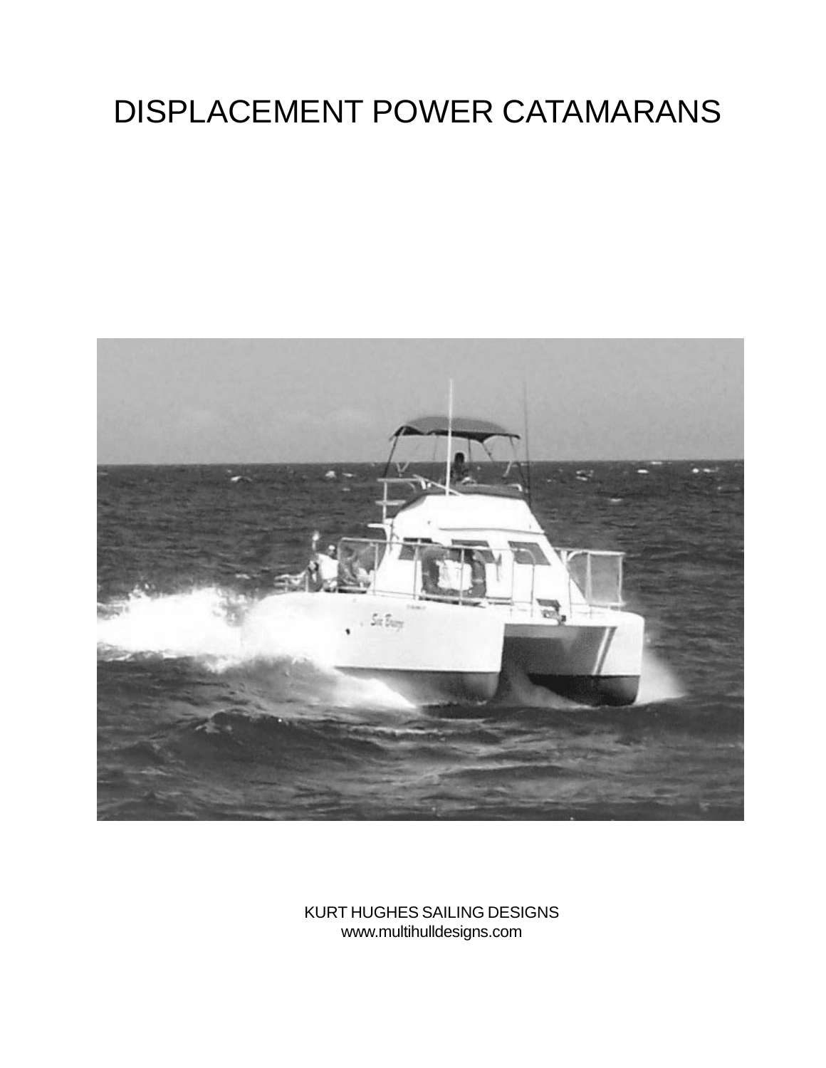# DISPLACEMENT POWER CATAMARANS

KURT HUGHES SAILING DESIGNS
www.multihulldesigns.com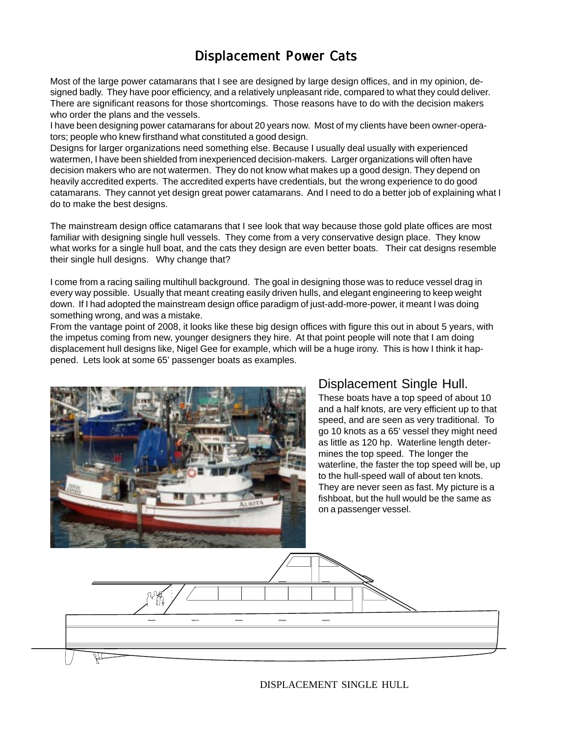# Displacement Power Cats

Most of the large power catamarans that I see are designed by large design offices, and in my opinion, designed badly. They have poor efficiency, and a relatively unpleasant ride, compared to what they could deliver. There are significant reasons for those shortcomings. Those reasons have to do with the decision makers who order the plans and the vessels.

I have been designing power catamarans for about 20 years now. Most of my clients have been owner-operators; people who knew firsthand what constituted a good design.

Designs for larger organizations need something else. Because I usually deal usually with experienced watermen, I have been shielded from inexperienced decision-makers. Larger organizations will often have decision makers who are not watermen. They do not know what makes up a good design. They depend on heavily accredited experts. The accredited experts have credentials, but the wrong experience to do good catamarans. They cannot yet design great power catamarans. And I need to do a better job of explaining what I do to make the best designs.

The mainstream design office catamarans that I see look that way because those gold plate offices are most familiar with designing single hull vessels. They come from a very conservative design place. They know what works for a single hull boat, and the cats they design are even better boats. Their cat designs resemble their single hull designs. Why change that?

I come from a racing sailing multihull background. The goal in designing those was to reduce vessel drag in every way possible. Usually that meant creating easily driven hulls, and elegant engineering to keep weight down. If I had adopted the mainstream design office paradigm of just-add-more-power, it meant I was doing something wrong, and was a mistake.

From the vantage point of 2008, it looks like these big design offices with figure this out in about 5 years, with the impetus coming from new, younger designers they hire. At that point people will note that I am doing displacement hull designs like, Nigel Gee for example, which will be a huge irony. This is how I think it happened. Lets look at some 65' passenger boats as examples.

## Displacement Single Hull.

These boats have a top speed of about 10 and a half knots, are very efficient up to that speed, and are seen as very traditional. To go 10 knots as a 65' vessel they might need as little as 120 hp. Waterline length determines the top speed. The longer the waterline, the faster the top speed will be, up to the hull-speed wall of about ten knots. They are never seen as fast. My picture is a fishboat, but the hull would be the same as on a passenger vessel.

DISPLACEMENT SINGLE HULL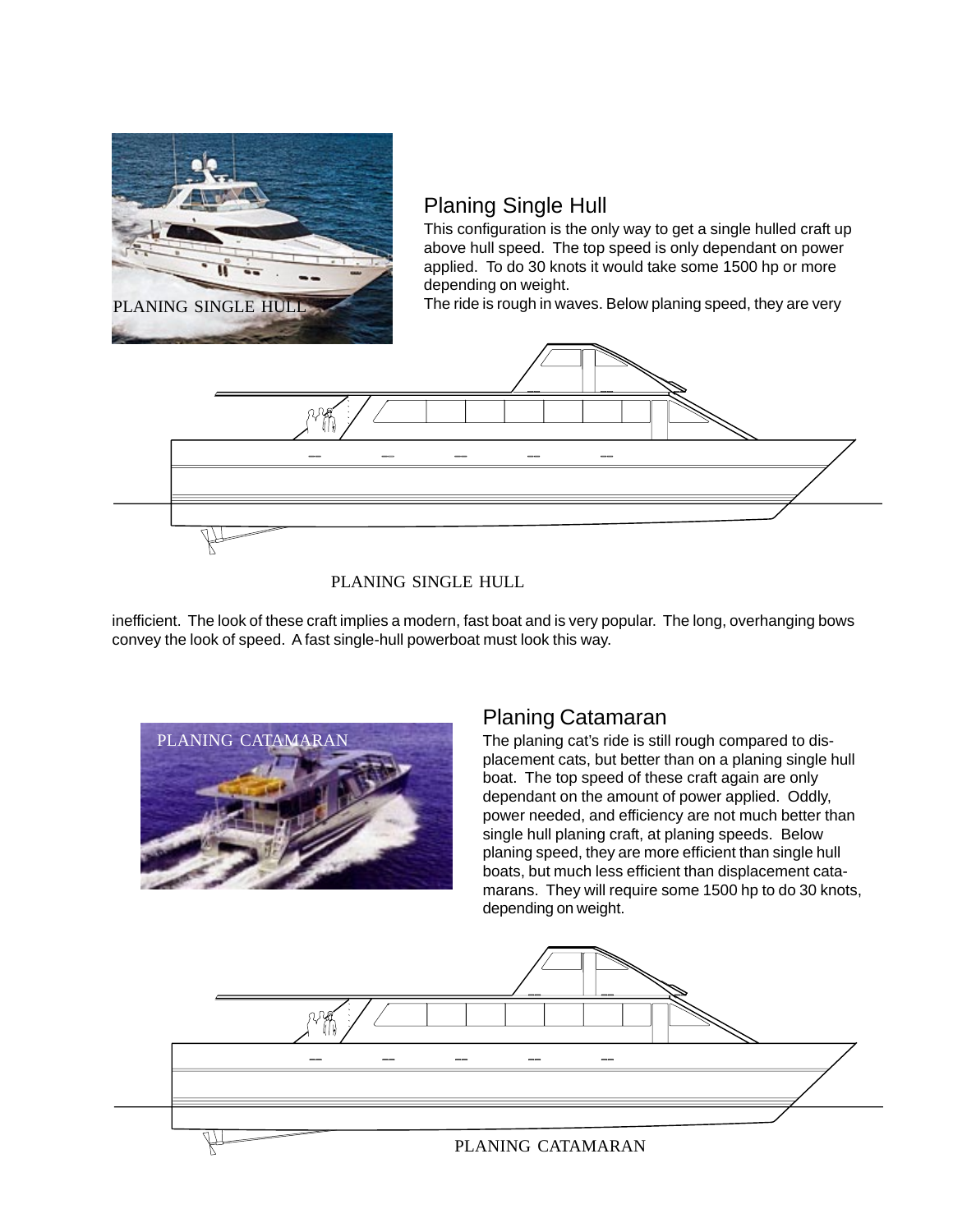## Planing Single Hull

This configuration is the only way to get a single hulled craft up above hull speed. The top speed is only dependant on power applied. To do 30 knots it would take some 1500 hp or more depending on weight.

The ride is rough in waves. Below planing speed, they are very inefficient. The look of these craft implies a modern, fast boat and is very popular. The long, overhanging bows convey the look of speed. A fast single-hull powerboat must look this way.

PLANING SINGLE HULL

## Planing Catamaran

The planing cat's ride is still rough compared to displacement cats, but better than on a planing single hull boat. The top speed of these craft again are only dependant on the amount of power applied. Oddly, power needed, and efficiency are not much better than single hull planing craft, at planing speeds. Below planing speed, they are more efficient than single hull boats, but much less efficient than displacement catamarans. They will require some 1500 hp to do 30 knots, depending on weight.

PLANING CATAMARAN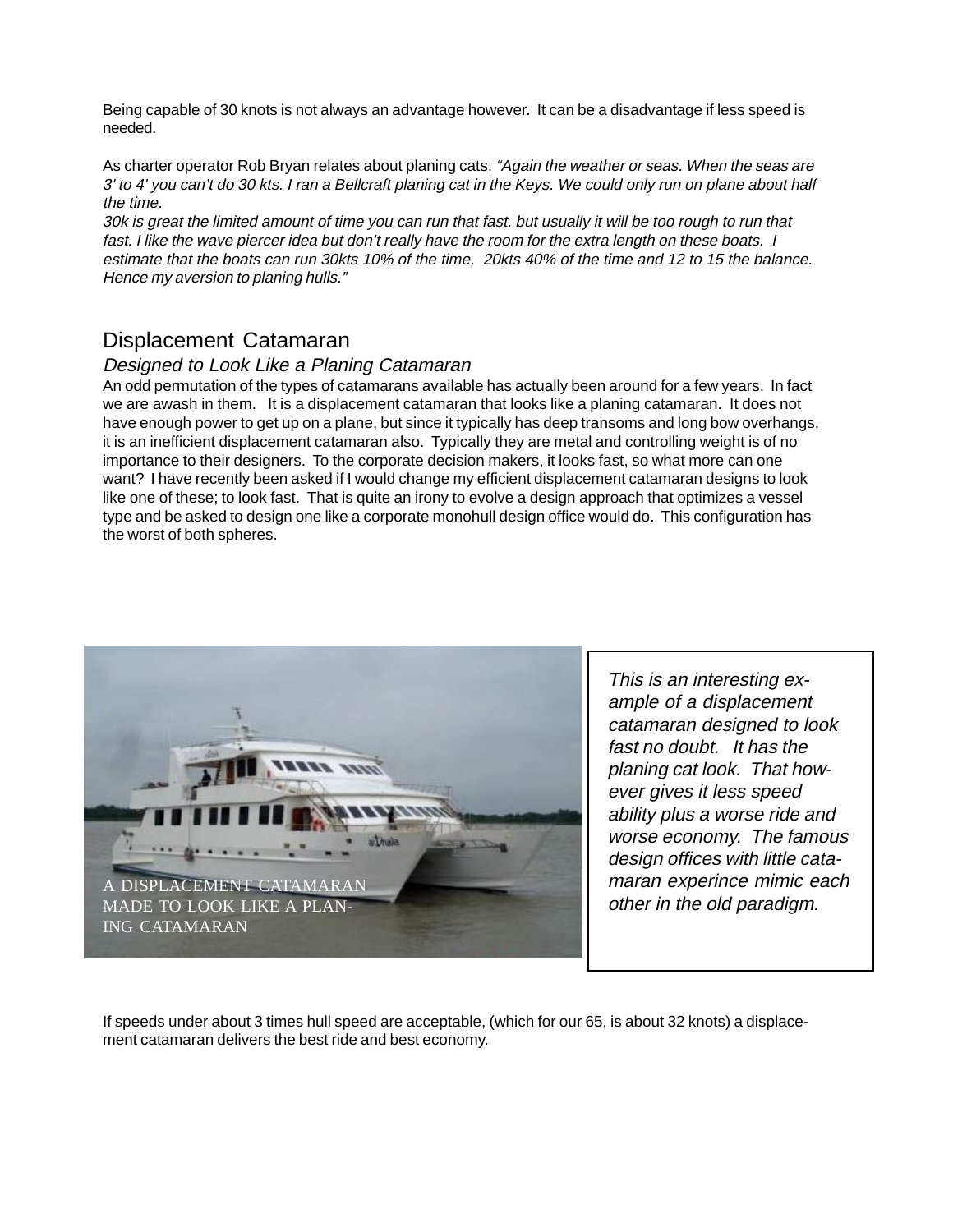Being capable of 30 knots is not always an advantage however. It can be a disadvantage if less speed is needed.

As charter operator Rob Bryan relates about planing cats, *"Again the weather or seas. When the seas are 3' to 4' you can't do 30 kts. I ran a Bellcraft planing cat in the Keys. We could only run on plane about half the time.*
*30k is great the limited amount of time you can run that fast. but usually it will be too rough to run that fast. I like the wave piercer idea but don't really have the room for the extra length on these boats. I estimate that the boats can run 30kts 10% of the time, 20kts 40% of the time and 12 to 15 the balance. Hence my aversion to planing hulls."*

## Displacement Catamaran

### *Designed to Look Like a Planing Catamaran*

An odd permutation of the types of catamarans available has actually been around for a few years. In fact we are awash in them. It is a displacement catamaran that looks like a planing catamaran. It does not have enough power to get up on a plane, but since it typically has deep transoms and long bow overhangs, it is an inefficient displacement catamaran also. Typically they are metal and controlling weight is of no importance to their designers. To the corporate decision makers, it looks fast, so what more can one want? I have recently been asked if I would change my efficient displacement catamaran designs to look like one of these; to look fast. That is quite an irony to evolve a design approach that optimizes a vessel type and be asked to design one like a corporate monohull design office would do. This configuration has the worst of both spheres.

A DISPLACEMENT CATAMARAN MADE TO LOOK LIKE A PLANING CATAMARAN

*This is an interesting example of a displacement catamaran designed to look fast no doubt. It has the planing cat look. That however gives it less speed ability plus a worse ride and worse economy. The famous design offices with little catamaran experince mimic each other in the old paradigm.*

If speeds under about 3 times hull speed are acceptable, (which for our 65, is about 32 knots) a displacement catamaran delivers the best ride and best economy.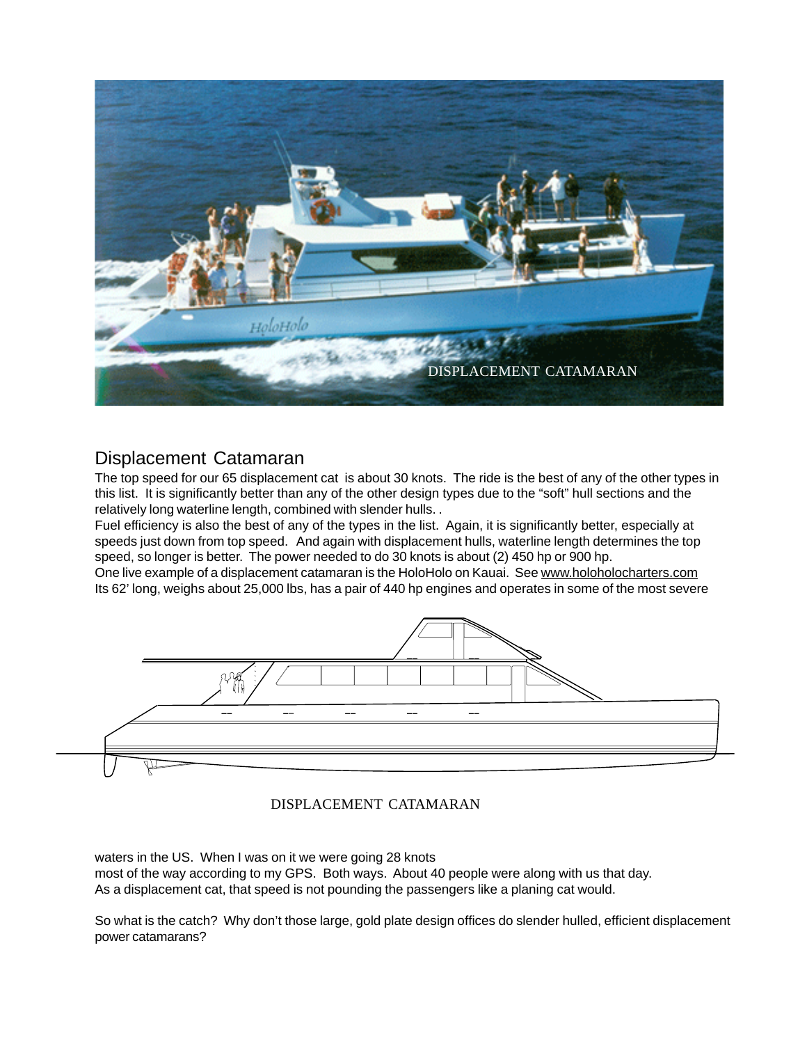DISPLACEMENT CATAMARAN

## Displacement Catamaran

The top speed for our 65 displacement cat is about 30 knots. The ride is the best of any of the other types in this list. It is significantly better than any of the other design types due to the “soft” hull sections and the relatively long waterline length, combined with slender hulls. .

Fuel efficiency is also the best of any of the types in the list. Again, it is significantly better, especially at speeds just down from top speed. And again with displacement hulls, waterline length determines the top speed, so longer is better. The power needed to do 30 knots is about (2) 450 hp or 900 hp.

One live example of a displacement catamaran is the HoloHolo on Kauai. See www.holoholocharters.com

Its 62’ long, weighs about 25,000 lbs, has a pair of 440 hp engines and operates in some of the most severe

DISPLACEMENT CATAMARAN

waters in the US. When I was on it we were going 28 knots most of the way according to my GPS. Both ways. About 40 people were along with us that day.

As a displacement cat, that speed is not pounding the passengers like a planing cat would.

So what is the catch? Why don’t those large, gold plate design offices do slender hulled, efficient displacement power catamarans?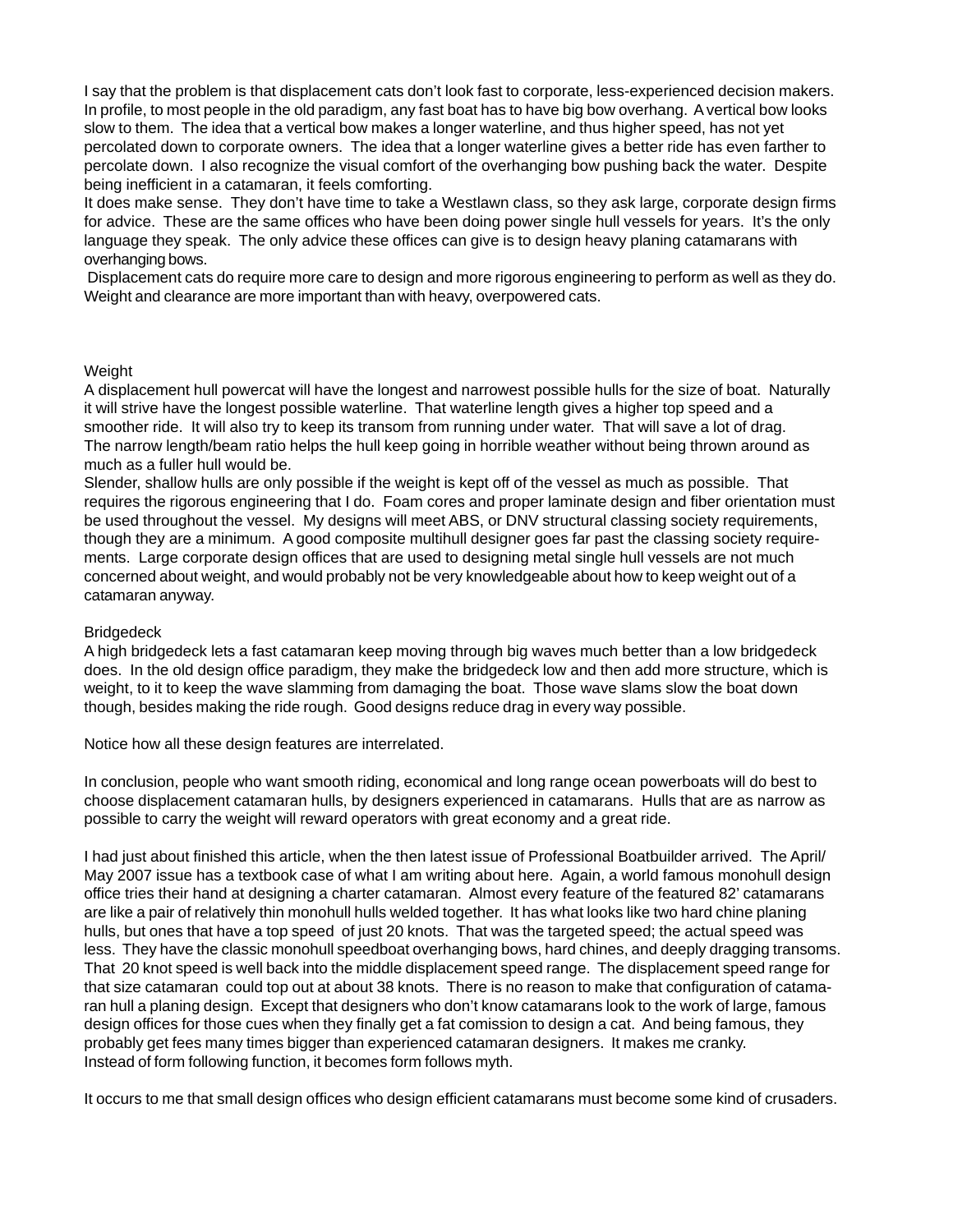I say that the problem is that displacement cats don't look fast to corporate, less-experienced decision makers. In profile, to most people in the old paradigm, any fast boat has to have big bow overhang. A vertical bow looks slow to them. The idea that a vertical bow makes a longer waterline, and thus higher speed, has not yet percolated down to corporate owners. The idea that a longer waterline gives a better ride has even farther to percolate down. I also recognize the visual comfort of the overhanging bow pushing back the water. Despite being inefficient in a catamaran, it feels comforting.

It does make sense. They don't have time to take a Westlawn class, so they ask large, corporate design firms for advice. These are the same offices who have been doing power single hull vessels for years. It's the only language they speak. The only advice these offices can give is to design heavy planing catamarans with overhanging bows.

Displacement cats do require more care to design and more rigorous engineering to perform as well as they do. Weight and clearance are more important than with heavy, overpowered cats.

### Weight

A displacement hull powercat will have the longest and narrowest possible hulls for the size of boat. Naturally it will strive have the longest possible waterline. That waterline length gives a higher top speed and a smoother ride. It will also try to keep its transom from running under water. That will save a lot of drag. The narrow length/beam ratio helps the hull keep going in horrible weather without being thrown around as much as a fuller hull would be.

Slender, shallow hulls are only possible if the weight is kept off of the vessel as much as possible. That requires the rigorous engineering that I do. Foam cores and proper laminate design and fiber orientation must be used throughout the vessel. My designs will meet ABS, or DNV structural classing society requirements, though they are a minimum. A good composite multihull designer goes far past the classing society requirements. Large corporate design offices that are used to designing metal single hull vessels are not much concerned about weight, and would probably not be very knowledgeable about how to keep weight out of a catamaran anyway.

### Bridgedeck

A high bridgedeck lets a fast catamaran keep moving through big waves much better than a low bridgedeck does. In the old design office paradigm, they make the bridgedeck low and then add more structure, which is weight, to it to keep the wave slamming from damaging the boat. Those wave slams slow the boat down though, besides making the ride rough. Good designs reduce drag in every way possible.

Notice how all these design features are interrelated.

In conclusion, people who want smooth riding, economical and long range ocean powerboats will do best to choose displacement catamaran hulls, by designers experienced in catamarans. Hulls that are as narrow as possible to carry the weight will reward operators with great economy and a great ride.

I had just about finished this article, when the then latest issue of Professional Boatbuilder arrived. The April/May 2007 issue has a textbook case of what I am writing about here. Again, a world famous monohull design office tries their hand at designing a charter catamaran. Almost every feature of the featured 82' catamarans are like a pair of relatively thin monohull hulls welded together. It has what looks like two hard chine planing hulls, but ones that have a top speed of just 20 knots. That was the targeted speed; the actual speed was less. They have the classic monohull speedboat overhanging bows, hard chines, and deeply dragging transoms. That 20 knot speed is well back into the middle displacement speed range. The displacement speed range for that size catamaran could top out at about 38 knots. There is no reason to make that configuration of catamaran hull a planing design. Except that designers who don't know catamarans look to the work of large, famous design offices for those cues when they finally get a fat comission to design a cat. And being famous, they probably get fees many times bigger than experienced catamaran designers. It makes me cranky. Instead of form following function, it becomes form follows myth.

It occurs to me that small design offices who design efficient catamarans must become some kind of crusaders.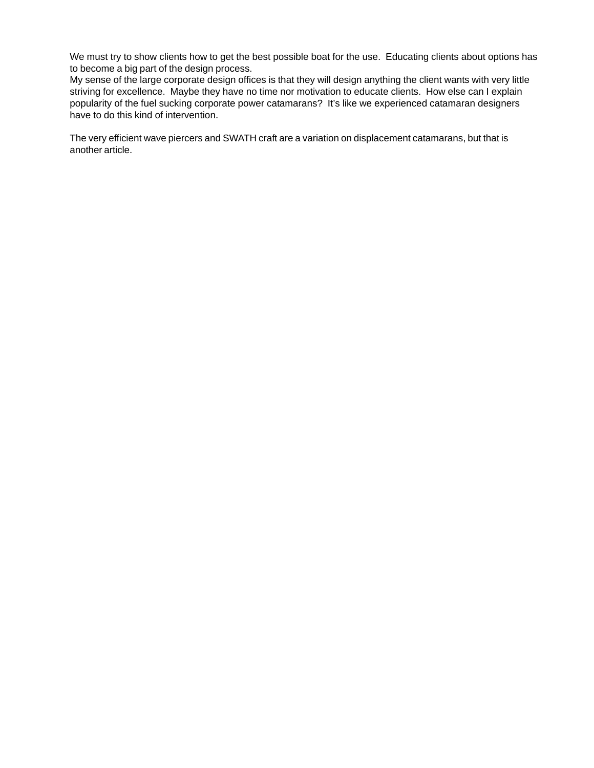We must try to show clients how to get the best possible boat for the use.  Educating clients about options has to become a big part of the design process.
My sense of the large corporate design offices is that they will design anything the client wants with very little striving for excellence.  Maybe they have no time nor motivation to educate clients.  How else can I explain popularity of the fuel sucking corporate power catamarans?  It's like we experienced catamaran designers have to do this kind of intervention.

The very efficient wave piercers and SWATH craft are a variation on displacement catamarans, but that is another article.